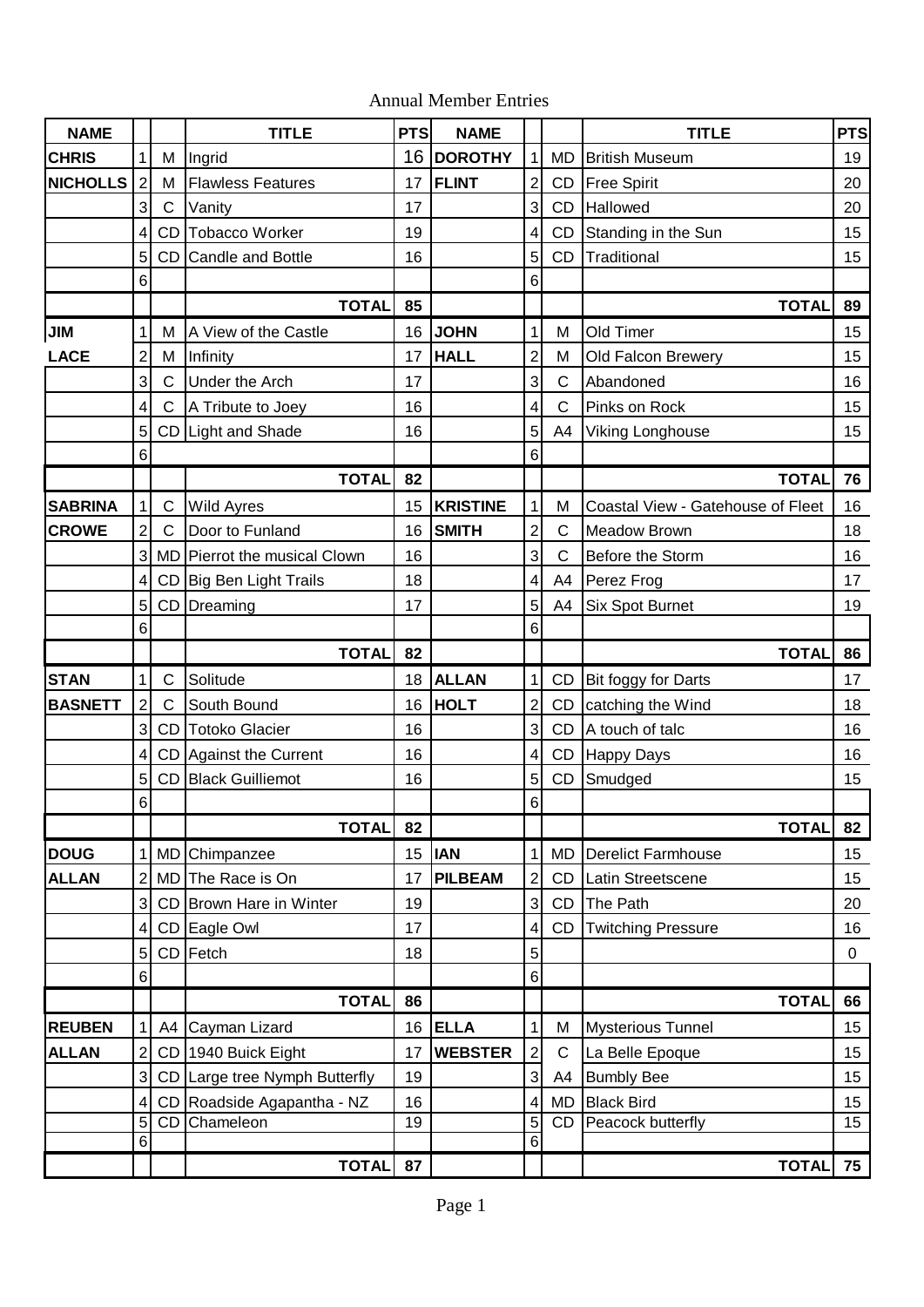Annual Member Entries

| NAME | | | TITLE | PTS | NAME | | | TITLE | PTS |
|---|---|---|---|---|---|---|---|---|---|
| **CHRIS** | 1 | M | Ingrid | 16 | **DOROTHY** | 1 | MD | British Museum | 19 |
| **NICHOLLS** | 2 | M | Flawless Features | 17 | **FLINT** | 2 | CD | Free Spirit | 20 |
| | 3 | C | Vanity | 17 | | 3 | CD | Hallowed | 20 |
| | 4 | CD | Tobacco Worker | 19 | | 4 | CD | Standing in the Sun | 15 |
| | 5 | CD | Candle and Bottle | 16 | | 5 | CD | Traditional | 15 |
| | 6 | | | | | 6 | | | |
| | | | **TOTAL** | **85** | | | | **TOTAL** | **89** |
| **JIM** | 1 | M | A View of the Castle | 16 | **JOHN** | 1 | M | Old Timer | 15 |
| **LACE** | 2 | M | Infinity | 17 | **HALL** | 2 | M | Old Falcon Brewery | 15 |
| | 3 | C | Under the Arch | 17 | | 3 | C | Abandoned | 16 |
| | 4 | C | A Tribute to Joey | 16 | | 4 | C | Pinks on Rock | 15 |
| | 5 | CD | Light and Shade | 16 | | 5 | A4 | Viking Longhouse | 15 |
| | 6 | | | | | 6 | | | |
| | | | **TOTAL** | **82** | | | | **TOTAL** | **76** |
| **SABRINA** | 1 | C | Wild Ayres | 15 | **KRISTINE** | 1 | M | Coastal View - Gatehouse of Fleet | 16 |
| **CROWE** | 2 | C | Door to Funland | 16 | **SMITH** | 2 | C | Meadow Brown | 18 |
| | 3 | MD | Pierrot the musical Clown | 16 | | 3 | C | Before the Storm | 16 |
| | 4 | CD | Big Ben Light Trails | 18 | | 4 | A4 | Perez Frog | 17 |
| | 5 | CD | Dreaming | 17 | | 5 | A4 | Six Spot Burnet | 19 |
| | 6 | | | | | 6 | | | |
| | | | **TOTAL** | **82** | | | | **TOTAL** | **86** |
| **STAN** | 1 | C | Solitude | 18 | **ALLAN** | 1 | CD | Bit foggy for Darts | 17 |
| **BASNETT** | 2 | C | South Bound | 16 | **HOLT** | 2 | CD | catching the Wind | 18 |
| | 3 | CD | Totoko Glacier | 16 | | 3 | CD | A touch of talc | 16 |
| | 4 | CD | Against the Current | 16 | | 4 | CD | Happy Days | 16 |
| | 5 | CD | Black Guilliemot | 16 | | 5 | CD | Smudged | 15 |
| | 6 | | | | | 6 | | | |
| | | | **TOTAL** | **82** | | | | **TOTAL** | **82** |
| **DOUG** | 1 | MD | Chimpanzee | 15 | **IAN** | 1 | MD | Derelict Farmhouse | 15 |
| **ALLAN** | 2 | MD | The Race is On | 17 | **PILBEAM** | 2 | CD | Latin Streetscene | 15 |
| | 3 | CD | Brown Hare in Winter | 19 | | 3 | CD | The Path | 20 |
| | 4 | CD | Eagle Owl | 17 | | 4 | CD | Twitching Pressure | 16 |
| | 5 | CD | Fetch | 18 | | 5 | | | 0 |
| | 6 | | | | | 6 | | | |
| | | | **TOTAL** | **86** | | | | **TOTAL** | **66** |
| **REUBEN** | 1 | A4 | Cayman Lizard | 16 | **ELLA** | 1 | M | Mysterious Tunnel | 15 |
| **ALLAN** | 2 | CD | 1940 Buick Eight | 17 | **WEBSTER** | 2 | C | La Belle Epoque | 15 |
| | 3 | CD | Large tree Nymph Butterfly | 19 | | 3 | A4 | Bumbly Bee | 15 |
| | 4 | CD | Roadside Agapantha - NZ | 16 | | 4 | MD | Black Bird | 15 |
| | 5 | CD | Chameleon | 19 | | 5 | CD | Peacock butterfly | 15 |
| | 6 | | | | | 6 | | | |
| | | | **TOTAL** | **87** | | | | **TOTAL** | **75** |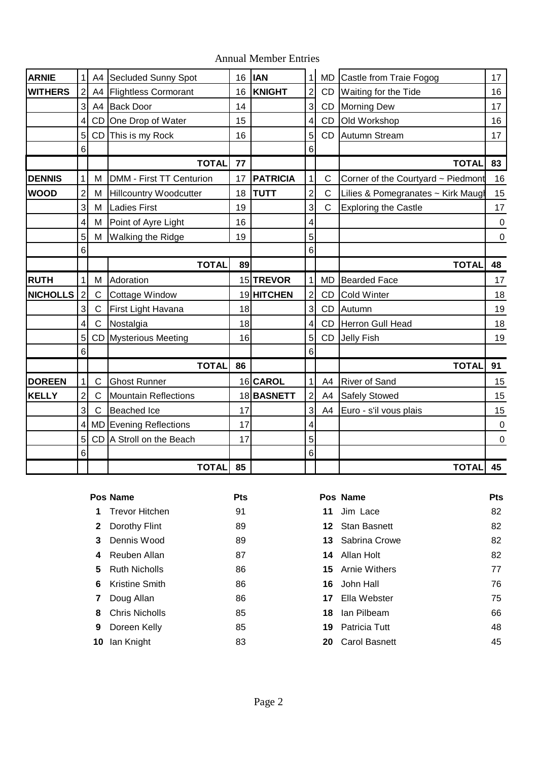Annual Member Entries

| | | | | | | | | | |
|---|---|---|---|---|---|---|---|---|---|
| **ARNIE** | 1 | A4 | Secluded Sunny Spot | 16 | **IAN** | 1 | MD | Castle from Traie Fogog | 17 |
| **WITHERS** | 2 | A4 | Flightless Cormorant | 16 | **KNIGHT** | 2 | CD | Waiting for the Tide | 16 |
| | 3 | A4 | Back Door | 14 | | 3 | CD | Morning Dew | 17 |
| | 4 | CD | One Drop of Water | 15 | | 4 | CD | Old Workshop | 16 |
| | 5 | CD | This is my Rock | 16 | | 5 | CD | Autumn Stream | 17 |
| | 6 | | | | | 6 | | | |
| | | | **TOTAL** | **77** | | | | **TOTAL** | **83** |
| **DENNIS** | 1 | M | DMM - First TT Centurion | 17 | **PATRICIA** | 1 | C | Corner of the Courtyard ~ Piedmont | 16 |
| **WOOD** | 2 | M | Hillcountry Woodcutter | 18 | **TUTT** | 2 | C | Lilies & Pomegranates ~ Kirk Maugh | 15 |
| | 3 | M | Ladies First | 19 | | 3 | C | Exploring the Castle | 17 |
| | 4 | M | Point of Ayre Light | 16 | | 4 | | | 0 |
| | 5 | M | Walking the Ridge | 19 | | 5 | | | 0 |
| | 6 | | | | | 6 | | | |
| | | | **TOTAL** | **89** | | | | **TOTAL** | **48** |
| **RUTH** | 1 | M | Adoration | 15 | **TREVOR** | 1 | MD | Bearded Face | 17 |
| **NICHOLLS** | 2 | C | Cottage Window | 19 | **HITCHEN** | 2 | CD | Cold Winter | 18 |
| | 3 | C | First Light Havana | 18 | | 3 | CD | Autumn | 19 |
| | 4 | C | Nostalgia | 18 | | 4 | CD | Herron Gull Head | 18 |
| | 5 | CD | Mysterious Meeting | 16 | | 5 | CD | Jelly Fish | 19 |
| | 6 | | | | | 6 | | | |
| | | | **TOTAL** | **86** | | | | **TOTAL** | **91** |
| **DOREEN** | 1 | C | Ghost Runner | 16 | **CAROL** | 1 | A4 | River of Sand | 15 |
| **KELLY** | 2 | C | Mountain Reflections | 18 | **BASNETT** | 2 | A4 | Safely Stowed | 15 |
| | 3 | C | Beached Ice | 17 | | 3 | A4 | Euro - s'il vous plais | 15 |
| | 4 | MD | Evening Reflections | 17 | | 4 | | | 0 |
| | 5 | CD | A Stroll on the Beach | 17 | | 5 | | | 0 |
| | 6 | | | | | 6 | | | |
| | | | **TOTAL** | **85** | | | | **TOTAL** | **45** |

| **Pos** | **Name** | **Pts** | **Pos** | **Name** | **Pts** |
|---|---|---|---|---|---|
| **1** | Trevor Hitchen | 91 | **11** | Jim Lace | 82 |
| **2** | Dorothy Flint | 89 | **12** | Stan Basnett | 82 |
| **3** | Dennis Wood | 89 | **13** | Sabrina Crowe | 82 |
| **4** | Reuben Allan | 87 | **14** | Allan Holt | 82 |
| **5** | Ruth Nicholls | 86 | **15** | Arnie Withers | 77 |
| **6** | Kristine Smith | 86 | **16** | John Hall | 76 |
| **7** | Doug Allan | 86 | **17** | Ella Webster | 75 |
| **8** | Chris Nicholls | 85 | **18** | Ian Pilbeam | 66 |
| **9** | Doreen Kelly | 85 | **19** | Patricia Tutt | 48 |
| **10** | Ian Knight | 83 | **20** | Carol Basnett | 45 |